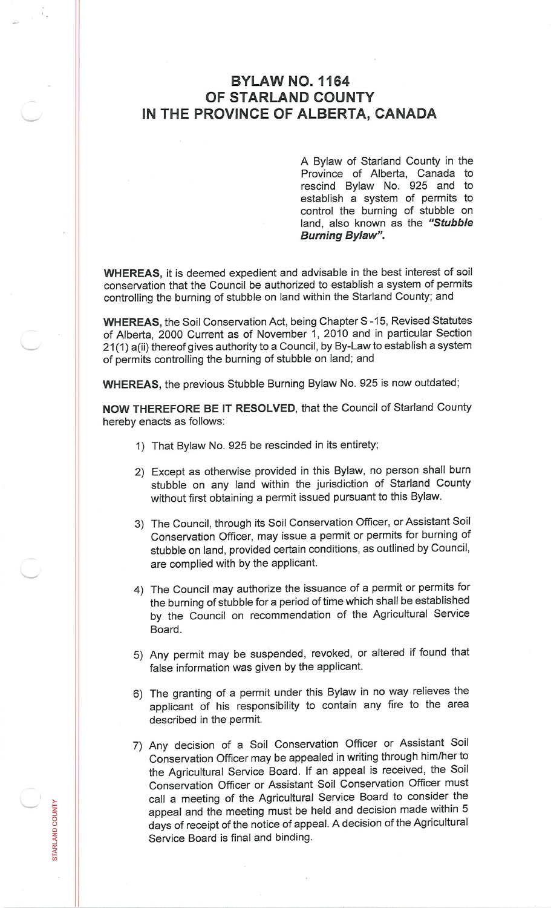# BYLAW NO. 1164
# OF STARLAND COUNTY
# IN THE PROVINCE OF ALBERTA, CANADA

A Bylaw of Starland County in the Province of Alberta, Canada to rescind Bylaw No. 925 and to establish a system of permits to control the burning of stubble on land, also known as the ***"Stubble Burning Bylaw".***

**WHEREAS,** it is deemed expedient and advisable in the best interest of soil conservation that the Council be authorized to establish a system of permits controlling the burning of stubble on land within the Starland County; and

**WHEREAS,** the Soil Conservation Act, being Chapter S -15, Revised Statutes of Alberta, 2000 Current as of November 1, 2010 and in particular Section 21(1) a(ii) thereof gives authority to a Council, by By-Law to establish a system of permits controlling the burning of stubble on land; and

**WHEREAS,** the previous Stubble Burning Bylaw No. 925 is now outdated;

**NOW THEREFORE BE IT RESOLVED,** that the Council of Starland County hereby enacts as follows:

1) That Bylaw No. 925 be rescinded in its entirety;

2) Except as otherwise provided in this Bylaw, no person shall burn stubble on any land within the jurisdiction of Starland County without first obtaining a permit issued pursuant to this Bylaw.

3) The Council, through its Soil Conservation Officer, or Assistant Soil Conservation Officer, may issue a permit or permits for burning of stubble on land, provided certain conditions, as outlined by Council, are complied with by the applicant.

4) The Council may authorize the issuance of a permit or permits for the burning of stubble for a period of time which shall be established by the Council on recommendation of the Agricultural Service Board.

5) Any permit may be suspended, revoked, or altered if found that false information was given by the applicant.

6) The granting of a permit under this Bylaw in no way relieves the applicant of his responsibility to contain any fire to the area described in the permit.

7) Any decision of a Soil Conservation Officer or Assistant Soil Conservation Officer may be appealed in writing through him/her to the Agricultural Service Board. If an appeal is received, the Soil Conservation Officer or Assistant Soil Conservation Officer must call a meeting of the Agricultural Service Board to consider the appeal and the meeting must be held and decision made within 5 days of receipt of the notice of appeal. A decision of the Agricultural Service Board is final and binding.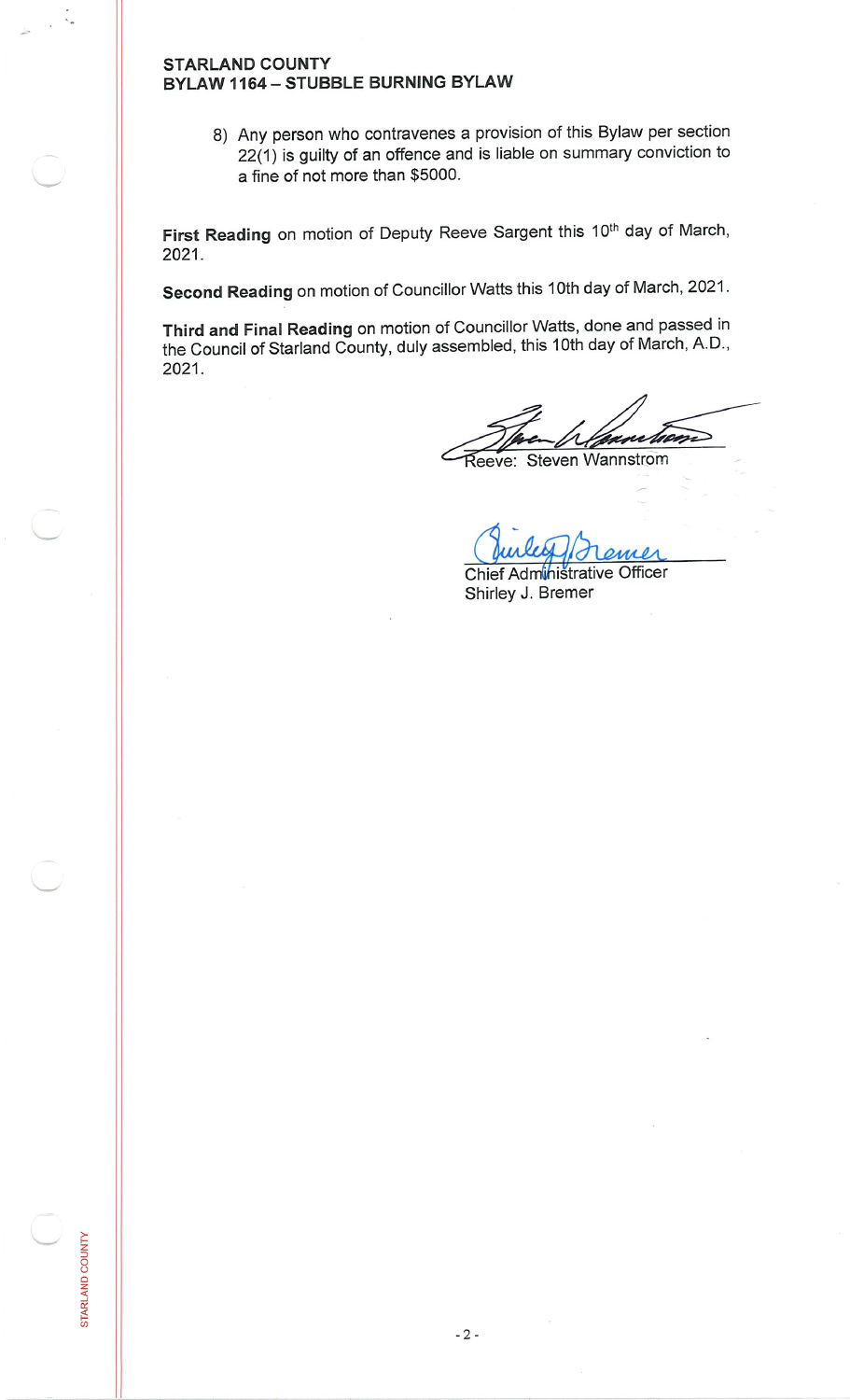**STARLAND COUNTY**
**BYLAW 1164 – STUBBLE BURNING BYLAW**

8) Any person who contravenes a provision of this Bylaw per section 22(1) is guilty of an offence and is liable on summary conviction to a fine of not more than $5000.

**First Reading** on motion of Deputy Reeve Sargent this 10th day of March, 2021.

**Second Reading** on motion of Councillor Watts this 10th day of March, 2021.

**Third and Final Reading** on motion of Councillor Watts, done and passed in the Council of Starland County, duly assembled, this 10th day of March, A.D., 2021.

Reeve: Steven Wannstrom

Chief Administrative Officer
Shirley J. Bremer